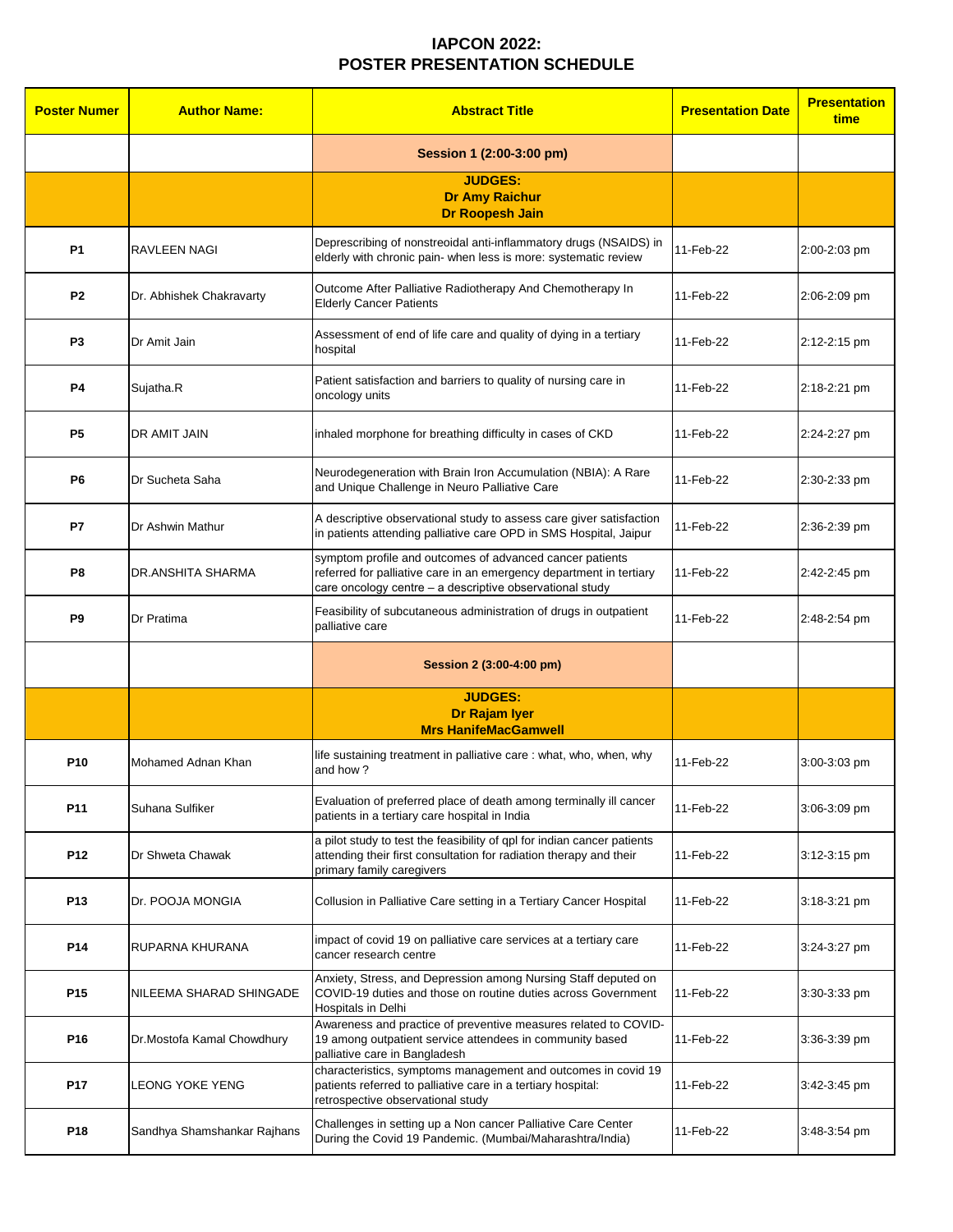# IAPCON 2022:
# POSTER PRESENTATION SCHEDULE

| Poster Numer | Author Name: | Abstract Title | Presentation Date | Presentation time |
|---|---|---|---|---|
| | | **Session 1 (2:00-3:00 pm)** | | |
| | | **JUDGES:**<br>**Dr Amy Raichur**<br>**Dr Roopesh Jain** | | |
| **P1** | RAVLEEN NAGI | Deprescribing of nonstreoidal anti-inflammatory drugs (NSAIDS) in elderly with chronic pain- when less is more: systematic review | 11-Feb-22 | 2:00-2:03 pm |
| **P2** | Dr. Abhishek Chakravarty | Outcome After Palliative Radiotherapy And Chemotherapy In Elderly Cancer Patients | 11-Feb-22 | 2:06-2:09 pm |
| **P3** | Dr Amit Jain | Assessment of end of life care and quality of dying in a tertiary hospital | 11-Feb-22 | 2:12-2:15 pm |
| **P4** | Sujatha.R | Patient satisfaction and barriers to quality of nursing care in oncology units | 11-Feb-22 | 2:18-2:21 pm |
| **P5** | DR AMIT JAIN | inhaled morphone for breathing difficulty in cases of CKD | 11-Feb-22 | 2:24-2:27 pm |
| **P6** | Dr Sucheta Saha | Neurodegeneration with Brain Iron Accumulation (NBIA): A Rare and Unique Challenge in Neuro Palliative Care | 11-Feb-22 | 2:30-2:33 pm |
| **P7** | Dr Ashwin Mathur | A descriptive observational study to assess care giver satisfaction in patients attending palliative care OPD in SMS Hospital, Jaipur | 11-Feb-22 | 2:36-2:39 pm |
| **P8** | DR.ANSHITA SHARMA | symptom profile and outcomes of advanced cancer patients referred for palliative care in an emergency department in tertiary care oncology centre – a descriptive observational study | 11-Feb-22 | 2:42-2:45 pm |
| **P9** | Dr Pratima | Feasibility of subcutaneous administration of drugs in outpatient palliative care | 11-Feb-22 | 2:48-2:54 pm |
| | | **Session 2 (3:00-4:00 pm)** | | |
| | | **JUDGES:**<br>**Dr Rajam Iyer**<br>**Mrs HanifeMacGamwell** | | |
| **P10** | Mohamed Adnan Khan | life sustaining treatment in palliative care : what, who, when, why and how ? | 11-Feb-22 | 3:00-3:03 pm |
| **P11** | Suhana Sulfiker | Evaluation of preferred place of death among terminally ill cancer patients in a tertiary care hospital in India | 11-Feb-22 | 3:06-3:09 pm |
| **P12** | Dr Shweta Chawak | a pilot study to test the feasibility of qpl for indian cancer patients attending their first consultation for radiation therapy and their primary family caregivers | 11-Feb-22 | 3:12-3:15 pm |
| **P13** | Dr. POOJA MONGIA | Collusion in Palliative Care setting in a Tertiary Cancer Hospital | 11-Feb-22 | 3:18-3:21 pm |
| **P14** | RUPARNA KHURANA | impact of covid 19 on palliative care services at a tertiary care cancer research centre | 11-Feb-22 | 3:24-3:27 pm |
| **P15** | NILEEMA SHARAD SHINGADE | Anxiety, Stress, and Depression among Nursing Staff deputed on COVID-19 duties and those on routine duties across Government Hospitals in Delhi | 11-Feb-22 | 3:30-3:33 pm |
| **P16** | Dr.Mostofa Kamal Chowdhury | Awareness and practice of preventive measures related to COVID-19 among outpatient service attendees in community based palliative care in Bangladesh | 11-Feb-22 | 3:36-3:39 pm |
| **P17** | LEONG YOKE YENG | characteristics, symptoms management and outcomes in covid 19 patients referred to palliative care in a tertiary hospital: retrospective observational study | 11-Feb-22 | 3:42-3:45 pm |
| **P18** | Sandhya Shamshankar Rajhans | Challenges in setting up a Non cancer Palliative Care Center During the Covid 19 Pandemic. (Mumbai/Maharashtra/India) | 11-Feb-22 | 3:48-3:54 pm |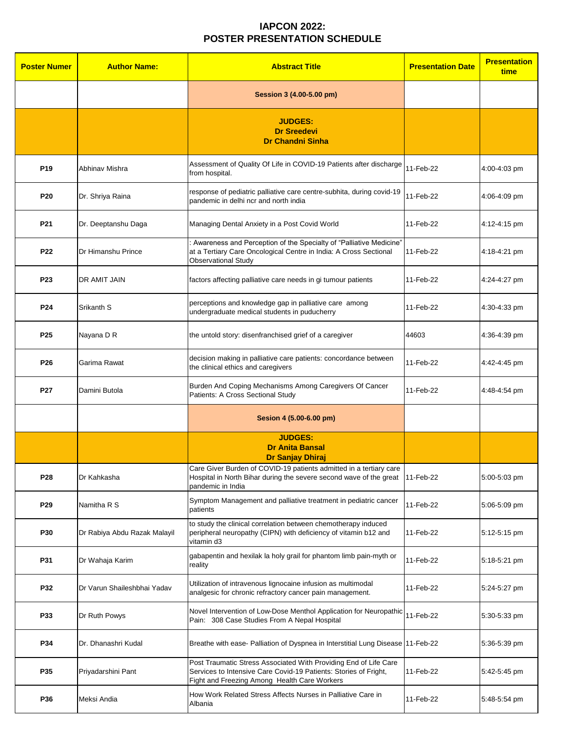# IAPCON 2022:
# POSTER PRESENTATION SCHEDULE

| Poster Numer | Author Name: | Abstract Title | Presentation Date | Presentation time |
|---|---|---|---|---|
| | | **Session 3 (4.00-5.00 pm)** | | |
| | | **JUDGES: Dr Sreedevi Dr Chandni Sinha** | | |
| **P19** | Abhinav Mishra | Assessment of Quality Of Life in COVID-19 Patients after discharge from hospital. | 11-Feb-22 | 4:00-4:03 pm |
| **P20** | Dr. Shriya Raina | response of pediatric palliative care centre-subhita, during covid-19 pandemic in delhi ncr and north india | 11-Feb-22 | 4:06-4:09 pm |
| **P21** | Dr. Deeptanshu Daga | Managing Dental Anxiety in a Post Covid World | 11-Feb-22 | 4:12-4:15 pm |
| **P22** | Dr Himanshu Prince | : Awareness and Perception of the Specialty of "Palliative Medicine" at a Tertiary Care Oncological Centre in India: A Cross Sectional Observational Study | 11-Feb-22 | 4:18-4:21 pm |
| **P23** | DR AMIT JAIN | factors affecting palliative care needs in gi tumour patients | 11-Feb-22 | 4:24-4:27 pm |
| **P24** | Srikanth S | perceptions and knowledge gap in palliative care among undergraduate medical students in puducherry | 11-Feb-22 | 4:30-4:33 pm |
| **P25** | Nayana D R | the untold story: disenfranchised grief of a caregiver | 44603 | 4:36-4:39 pm |
| **P26** | Garima Rawat | decision making in palliative care patients: concordance between the clinical ethics and caregivers | 11-Feb-22 | 4:42-4:45 pm |
| **P27** | Damini Butola | Burden And Coping Mechanisms Among Caregivers Of Cancer Patients: A Cross Sectional Study | 11-Feb-22 | 4:48-4:54 pm |
| | | **Sesion 4 (5.00-6.00 pm)** | | |
| | | **JUDGES: Dr Anita Bansal Dr Sanjay Dhiraj** | | |
| **P28** | Dr Kahkasha | Care Giver Burden of COVID-19 patients admitted in a tertiary care Hospital in North Bihar during the severe second wave of the great pandemic in India | 11-Feb-22 | 5:00-5:03 pm |
| **P29** | Namitha R S | Symptom Management and palliative treatment in pediatric cancer patients | 11-Feb-22 | 5:06-5:09 pm |
| **P30** | Dr Rabiya Abdu Razak Malayil | to study the clinical correlation between chemotherapy induced peripheral neuropathy (CIPN) with deficiency of vitamin b12 and vitamin d3 | 11-Feb-22 | 5:12-5:15 pm |
| **P31** | Dr Wahaja Karim | gabapentin and hexilak la holy grail for phantom limb pain-myth or reality | 11-Feb-22 | 5:18-5:21 pm |
| **P32** | Dr Varun Shaileshbhai Yadav | Utilization of intravenous lignocaine infusion as multimodal analgesic for chronic refractory cancer pain management. | 11-Feb-22 | 5:24-5:27 pm |
| **P33** | Dr Ruth Powys | Novel Intervention of Low-Dose Menthol Application for Neuropathic Pain: 308 Case Studies From A Nepal Hospital | 11-Feb-22 | 5:30-5:33 pm |
| **P34** | Dr. Dhanashri Kudal | Breathe with ease- Palliation of Dyspnea in Interstitial Lung Disease | 11-Feb-22 | 5:36-5:39 pm |
| **P35** | Priyadarshini Pant | Post Traumatic Stress Associated With Providing End of Life Care Services to Intensive Care Covid-19 Patients: Stories of Fright, Fight and Freezing Among Health Care Workers | 11-Feb-22 | 5:42-5:45 pm |
| **P36** | Meksi Andia | How Work Related Stress Affects Nurses in Palliative Care in Albania | 11-Feb-22 | 5:48-5:54 pm |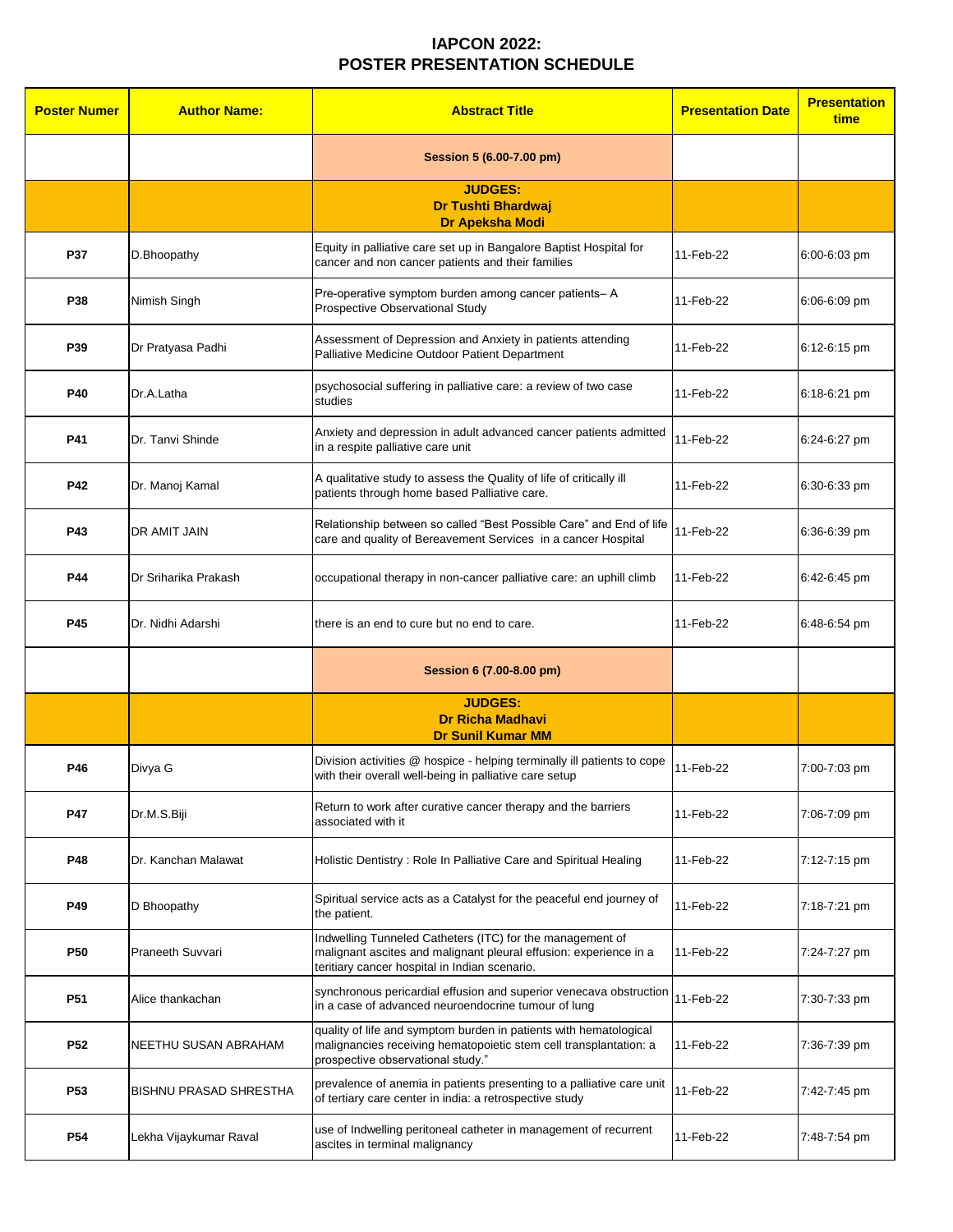# IAPCON 2022:
# POSTER PRESENTATION SCHEDULE

| Poster Numer | Author Name: | Abstract Title | Presentation Date | Presentation time |
|---|---|---|---|---|
| | | **Session 5 (6.00-7.00 pm)** | | |
| | | **JUDGES: Dr Tushti Bhardwaj Dr Apeksha Modi** | | |
| **P37** | D.Bhoopathy | Equity in palliative care set up in Bangalore Baptist Hospital for cancer and non cancer patients and their families | 11-Feb-22 | 6:00-6:03 pm |
| **P38** | Nimish Singh | Pre-operative symptom burden among cancer patients– A Prospective Observational Study | 11-Feb-22 | 6:06-6:09 pm |
| **P39** | Dr Pratyasa Padhi | Assessment of Depression and Anxiety in patients attending Palliative Medicine Outdoor Patient Department | 11-Feb-22 | 6:12-6:15 pm |
| **P40** | Dr.A.Latha | psychosocial suffering in palliative care: a review of two case studies | 11-Feb-22 | 6:18-6:21 pm |
| **P41** | Dr. Tanvi Shinde | Anxiety and depression in adult advanced cancer patients admitted in a respite palliative care unit | 11-Feb-22 | 6:24-6:27 pm |
| **P42** | Dr. Manoj Kamal | A qualitative study to assess the Quality of life of critically ill patients through home based Palliative care. | 11-Feb-22 | 6:30-6:33 pm |
| **P43** | DR AMIT JAIN | Relationship between so called "Best Possible Care" and End of life care and quality of Bereavement Services in a cancer Hospital | 11-Feb-22 | 6:36-6:39 pm |
| **P44** | Dr Sriharika Prakash | occupational therapy in non-cancer palliative care: an uphill climb | 11-Feb-22 | 6:42-6:45 pm |
| **P45** | Dr. Nidhi Adarshi | there is an end to cure but no end to care. | 11-Feb-22 | 6:48-6:54 pm |
| | | **Session 6 (7.00-8.00 pm)** | | |
| | | **JUDGES: Dr Richa Madhavi Dr Sunil Kumar MM** | | |
| **P46** | Divya G | Division activities @ hospice - helping terminally ill patients to cope with their overall well-being in palliative care setup | 11-Feb-22 | 7:00-7:03 pm |
| **P47** | Dr.M.S.Biji | Return to work after curative cancer therapy and the barriers associated with it | 11-Feb-22 | 7:06-7:09 pm |
| **P48** | Dr. Kanchan Malawat | Holistic Dentistry : Role In Palliative Care and Spiritual Healing | 11-Feb-22 | 7:12-7:15 pm |
| **P49** | D Bhoopathy | Spiritual service acts as a Catalyst for the peaceful end journey of the patient. | 11-Feb-22 | 7:18-7:21 pm |
| **P50** | Praneeth Suvvari | Indwelling Tunneled Catheters (ITC) for the management of malignant ascites and malignant pleural effusion: experience in a teritiary cancer hospital in Indian scenario. | 11-Feb-22 | 7:24-7:27 pm |
| **P51** | Alice thankachan | synchronous pericardial effusion and superior venecava obstruction in a case of advanced neuroendocrine tumour of lung | 11-Feb-22 | 7:30-7:33 pm |
| **P52** | NEETHU SUSAN ABRAHAM | quality of life and symptom burden in patients with hematological malignancies receiving hematopoietic stem cell transplantation: a prospective observational study." | 11-Feb-22 | 7:36-7:39 pm |
| **P53** | BISHNU PRASAD SHRESTHA | prevalence of anemia in patients presenting to a palliative care unit of tertiary care center in india: a retrospective study | 11-Feb-22 | 7:42-7:45 pm |
| **P54** | Lekha Vijaykumar Raval | use of Indwelling peritoneal catheter in management of recurrent ascites in terminal malignancy | 11-Feb-22 | 7:48-7:54 pm |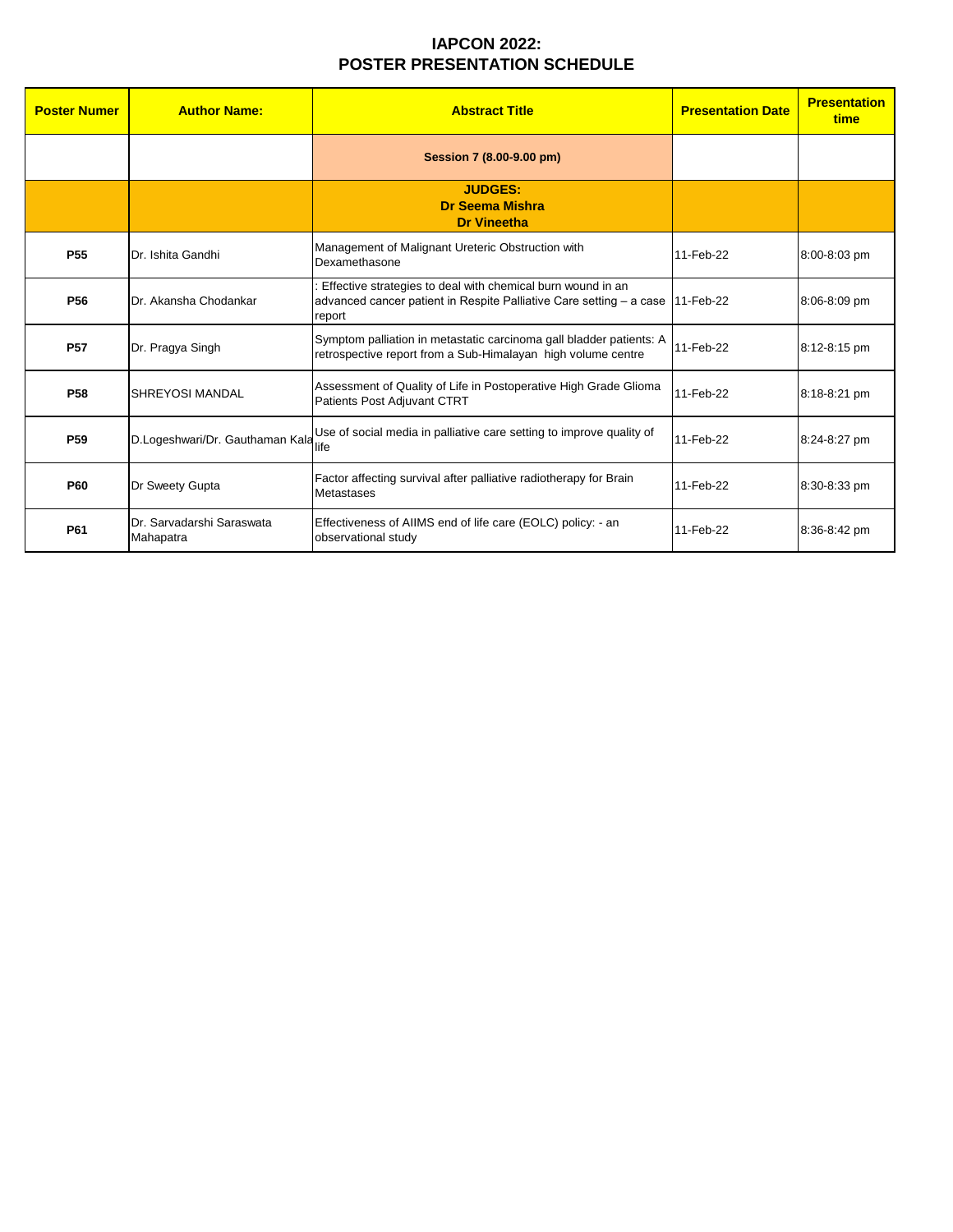# IAPCON 2022:
# POSTER PRESENTATION SCHEDULE

| Poster Numer | Author Name: | Abstract Title | Presentation Date | Presentation time |
|---|---|---|---|---|
| | | **Session 7 (8.00-9.00 pm)** | | |
| | | **JUDGES:** **Dr Seema Mishra** **Dr Vineetha** | | |
| **P55** | Dr. Ishita Gandhi | Management of Malignant Ureteric Obstruction with Dexamethasone | 11-Feb-22 | 8:00-8:03 pm |
| **P56** | Dr. Akansha Chodankar | : Effective strategies to deal with chemical burn wound in an advanced cancer patient in Respite Palliative Care setting – a case report | 11-Feb-22 | 8:06-8:09 pm |
| **P57** | Dr. Pragya Singh | Symptom palliation in metastatic carcinoma gall bladder patients: A retrospective report from a Sub-Himalayan high volume centre | 11-Feb-22 | 8:12-8:15 pm |
| **P58** | SHREYOSI MANDAL | Assessment of Quality of Life in Postoperative High Grade Glioma Patients Post Adjuvant CTRT | 11-Feb-22 | 8:18-8:21 pm |
| **P59** | D.Logeshwari/Dr. Gauthaman Kala | Use of social media in palliative care setting to improve quality of life | 11-Feb-22 | 8:24-8:27 pm |
| **P60** | Dr Sweety Gupta | Factor affecting survival after palliative radiotherapy for Brain Metastases | 11-Feb-22 | 8:30-8:33 pm |
| **P61** | Dr. Sarvadarshi Saraswata Mahapatra | Effectiveness of AIIMS end of life care (EOLC) policy: - an observational study | 11-Feb-22 | 8:36-8:42 pm |